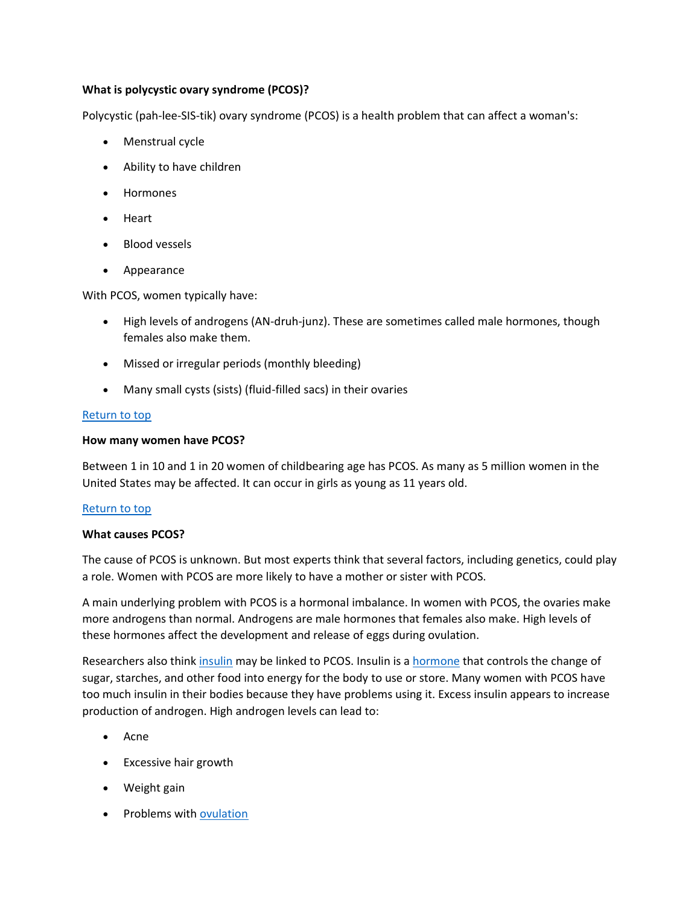**What is polycystic ovary syndrome (PCOS)?**

Polycystic (pah-lee-SIS-tik) ovary syndrome (PCOS) is a health problem that can affect a woman's:

- Menstrual cycle
- Ability to have children
- Hormones
- Heart
- Blood vessels
- Appearance

With PCOS, women typically have:

- High levels of androgens (AN-druh-junz). These are sometimes called male hormones, though females also make them.
- Missed or irregular periods (monthly bleeding)
- Many small cysts (sists) (fluid-filled sacs) in their ovaries

Return to top

**How many women have PCOS?**

Between 1 in 10 and 1 in 20 women of childbearing age has PCOS. As many as 5 million women in the United States may be affected. It can occur in girls as young as 11 years old.

Return to top

**What causes PCOS?**

The cause of PCOS is unknown. But most experts think that several factors, including genetics, could play a role. Women with PCOS are more likely to have a mother or sister with PCOS.

A main underlying problem with PCOS is a hormonal imbalance. In women with PCOS, the ovaries make more androgens than normal. Androgens are male hormones that females also make. High levels of these hormones affect the development and release of eggs during ovulation.

Researchers also think insulin may be linked to PCOS. Insulin is a hormone that controls the change of sugar, starches, and other food into energy for the body to use or store. Many women with PCOS have too much insulin in their bodies because they have problems using it. Excess insulin appears to increase production of androgen. High androgen levels can lead to:

- Acne
- Excessive hair growth
- Weight gain
- Problems with ovulation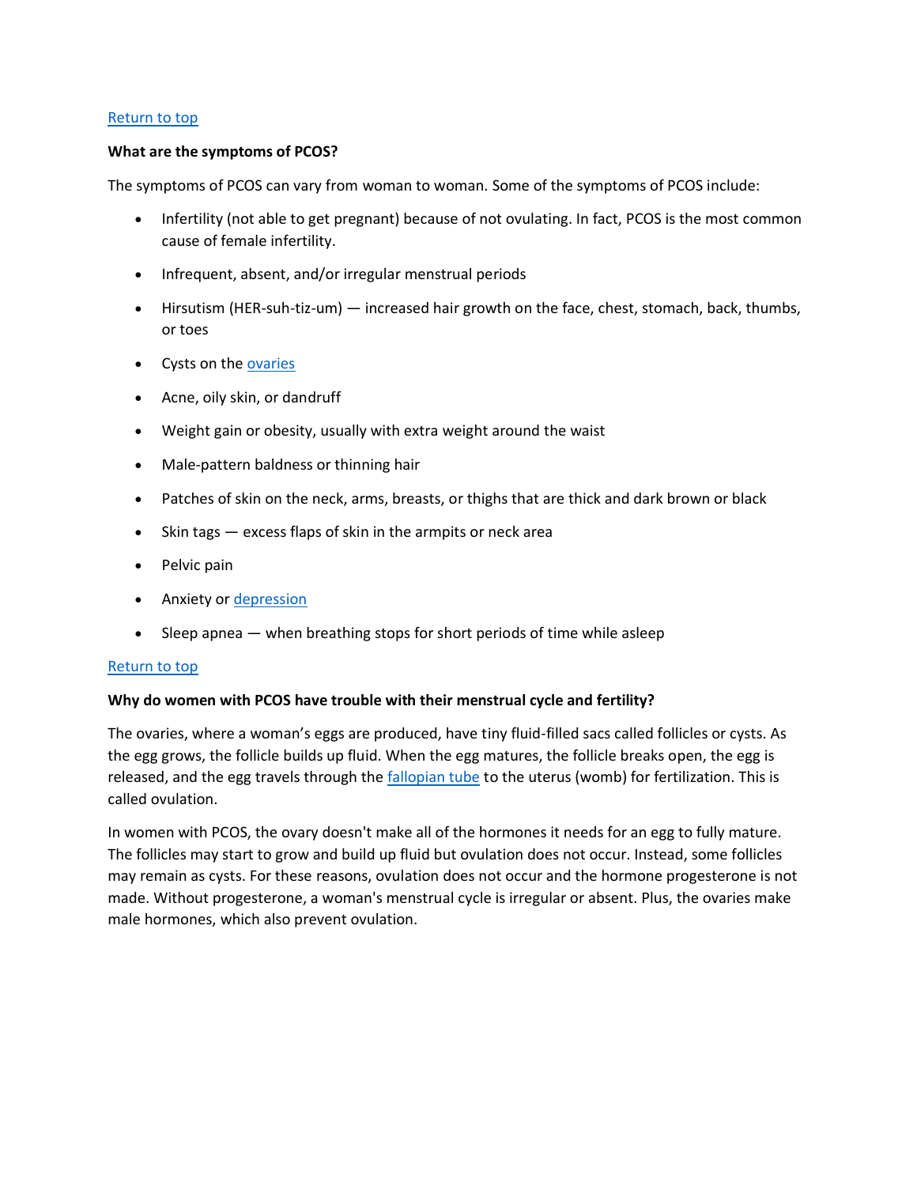[Return to top](#)

**What are the symptoms of PCOS?**

The symptoms of PCOS can vary from woman to woman. Some of the symptoms of PCOS include:

- Infertility (not able to get pregnant) because of not ovulating. In fact, PCOS is the most common cause of female infertility.
- Infrequent, absent, and/or irregular menstrual periods
- Hirsutism (HER-suh-tiz-um) — increased hair growth on the face, chest, stomach, back, thumbs, or toes
- Cysts on the [ovaries](#)
- Acne, oily skin, or dandruff
- Weight gain or obesity, usually with extra weight around the waist
- Male-pattern baldness or thinning hair
- Patches of skin on the neck, arms, breasts, or thighs that are thick and dark brown or black
- Skin tags — excess flaps of skin in the armpits or neck area
- Pelvic pain
- Anxiety or [depression](#)
- Sleep apnea — when breathing stops for short periods of time while asleep

[Return to top](#)

**Why do women with PCOS have trouble with their menstrual cycle and fertility?**

The ovaries, where a woman's eggs are produced, have tiny fluid-filled sacs called follicles or cysts. As the egg grows, the follicle builds up fluid. When the egg matures, the follicle breaks open, the egg is released, and the egg travels through the [fallopian tube](#) to the uterus (womb) for fertilization. This is called ovulation.

In women with PCOS, the ovary doesn't make all of the hormones it needs for an egg to fully mature. The follicles may start to grow and build up fluid but ovulation does not occur. Instead, some follicles may remain as cysts. For these reasons, ovulation does not occur and the hormone progesterone is not made. Without progesterone, a woman's menstrual cycle is irregular or absent. Plus, the ovaries make male hormones, which also prevent ovulation.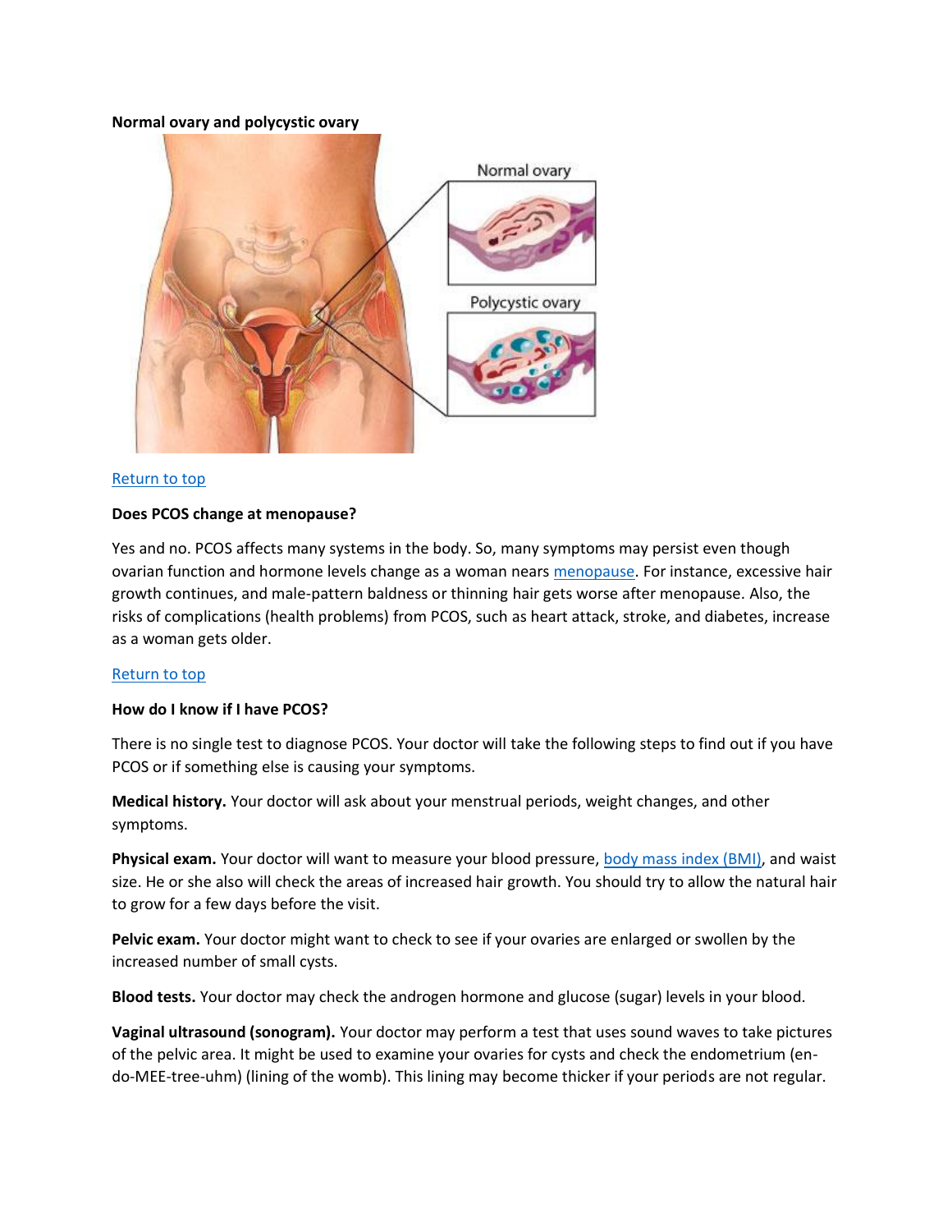**Normal ovary and polycystic ovary**

[Return to top](#)

**Does PCOS change at menopause?**

Yes and no. PCOS affects many systems in the body. So, many symptoms may persist even though ovarian function and hormone levels change as a woman nears [menopause](#). For instance, excessive hair growth continues, and male-pattern baldness or thinning hair gets worse after menopause. Also, the risks of complications (health problems) from PCOS, such as heart attack, stroke, and diabetes, increase as a woman gets older.

[Return to top](#)

**How do I know if I have PCOS?**

There is no single test to diagnose PCOS. Your doctor will take the following steps to find out if you have PCOS or if something else is causing your symptoms.

**Medical history.** Your doctor will ask about your menstrual periods, weight changes, and other symptoms.

**Physical exam.** Your doctor will want to measure your blood pressure, [body mass index (BMI)](#), and waist size. He or she also will check the areas of increased hair growth. You should try to allow the natural hair to grow for a few days before the visit.

**Pelvic exam.** Your doctor might want to check to see if your ovaries are enlarged or swollen by the increased number of small cysts.

**Blood tests.** Your doctor may check the androgen hormone and glucose (sugar) levels in your blood.

**Vaginal ultrasound (sonogram).** Your doctor may perform a test that uses sound waves to take pictures of the pelvic area. It might be used to examine your ovaries for cysts and check the endometrium (en-do-MEE-tree-uhm) (lining of the womb). This lining may become thicker if your periods are not regular.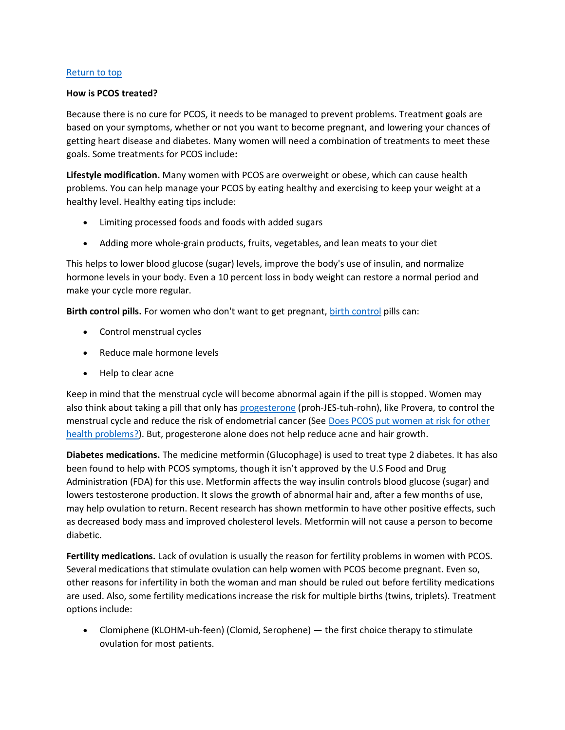[Return to top]

**How is PCOS treated?**

Because there is no cure for PCOS, it needs to be managed to prevent problems. Treatment goals are based on your symptoms, whether or not you want to become pregnant, and lowering your chances of getting heart disease and diabetes. Many women will need a combination of treatments to meet these goals. Some treatments for PCOS include**:**

**Lifestyle modification.** Many women with PCOS are overweight or obese, which can cause health problems. You can help manage your PCOS by eating healthy and exercising to keep your weight at a healthy level. Healthy eating tips include:

- Limiting processed foods and foods with added sugars
- Adding more whole-grain products, fruits, vegetables, and lean meats to your diet

This helps to lower blood glucose (sugar) levels, improve the body's use of insulin, and normalize hormone levels in your body. Even a 10 percent loss in body weight can restore a normal period and make your cycle more regular.

**Birth control pills.** For women who don't want to get pregnant, birth control pills can:

- Control menstrual cycles
- Reduce male hormone levels
- Help to clear acne

Keep in mind that the menstrual cycle will become abnormal again if the pill is stopped. Women may also think about taking a pill that only has progesterone (proh-JES-tuh-rohn), like Provera, to control the menstrual cycle and reduce the risk of endometrial cancer (See Does PCOS put women at risk for other health problems?). But, progesterone alone does not help reduce acne and hair growth.

**Diabetes medications.** The medicine metformin (Glucophage) is used to treat type 2 diabetes. It has also been found to help with PCOS symptoms, though it isn't approved by the U.S Food and Drug Administration (FDA) for this use. Metformin affects the way insulin controls blood glucose (sugar) and lowers testosterone production. It slows the growth of abnormal hair and, after a few months of use, may help ovulation to return. Recent research has shown metformin to have other positive effects, such as decreased body mass and improved cholesterol levels. Metformin will not cause a person to become diabetic.

**Fertility medications.** Lack of ovulation is usually the reason for fertility problems in women with PCOS. Several medications that stimulate ovulation can help women with PCOS become pregnant. Even so, other reasons for infertility in both the woman and man should be ruled out before fertility medications are used. Also, some fertility medications increase the risk for multiple births (twins, triplets). Treatment options include:

- Clomiphene (KLOHM-uh-feen) (Clomid, Serophene) — the first choice therapy to stimulate ovulation for most patients.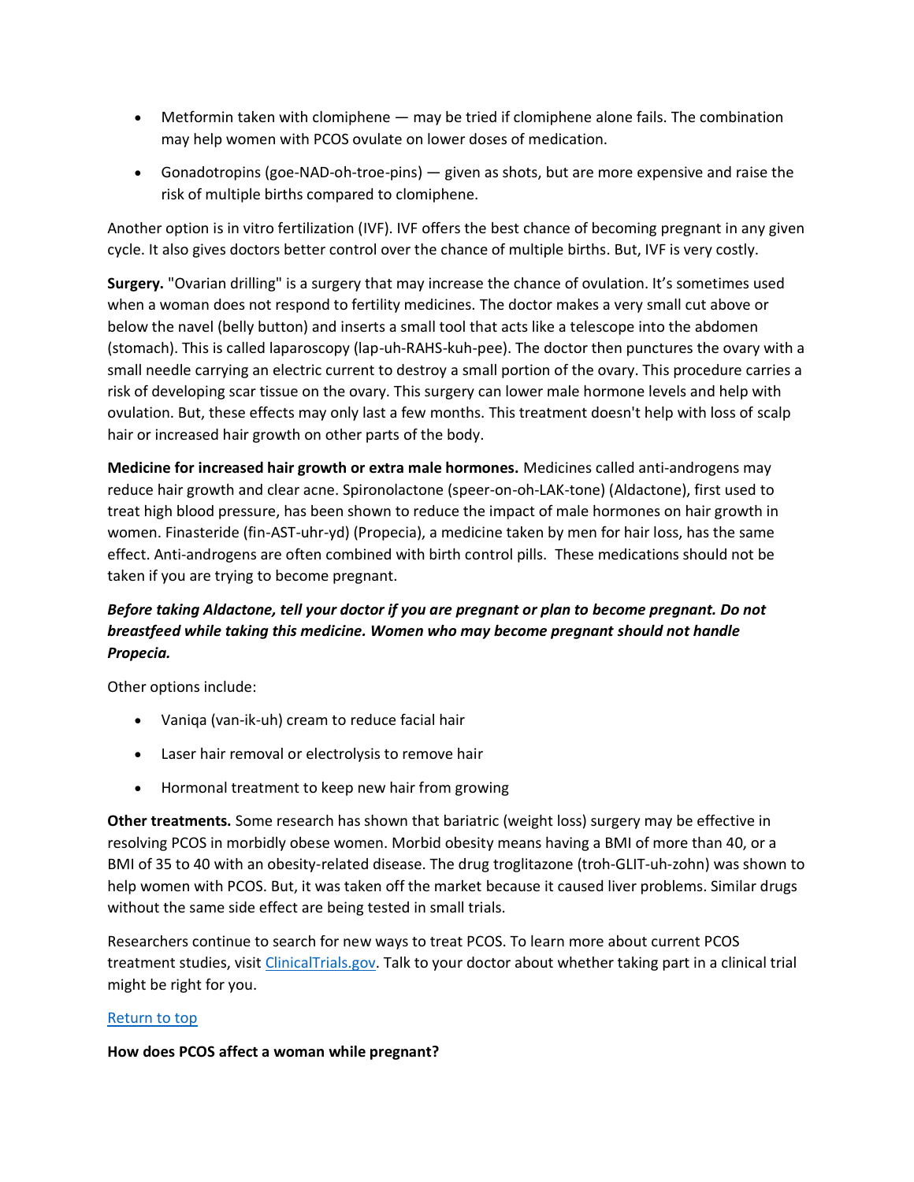- Metformin taken with clomiphene — may be tried if clomiphene alone fails. The combination may help women with PCOS ovulate on lower doses of medication.
- Gonadotropins (goe-NAD-oh-troe-pins) — given as shots, but are more expensive and raise the risk of multiple births compared to clomiphene.

Another option is in vitro fertilization (IVF). IVF offers the best chance of becoming pregnant in any given cycle. It also gives doctors better control over the chance of multiple births. But, IVF is very costly.

**Surgery.** "Ovarian drilling" is a surgery that may increase the chance of ovulation. It's sometimes used when a woman does not respond to fertility medicines. The doctor makes a very small cut above or below the navel (belly button) and inserts a small tool that acts like a telescope into the abdomen (stomach). This is called laparoscopy (lap-uh-RAHS-kuh-pee). The doctor then punctures the ovary with a small needle carrying an electric current to destroy a small portion of the ovary. This procedure carries a risk of developing scar tissue on the ovary. This surgery can lower male hormone levels and help with ovulation. But, these effects may only last a few months. This treatment doesn't help with loss of scalp hair or increased hair growth on other parts of the body.

**Medicine for increased hair growth or extra male hormones.** Medicines called anti-androgens may reduce hair growth and clear acne. Spironolactone (speer-on-oh-LAK-tone) (Aldactone), first used to treat high blood pressure, has been shown to reduce the impact of male hormones on hair growth in women. Finasteride (fin-AST-uhr-yd) (Propecia), a medicine taken by men for hair loss, has the same effect. Anti-androgens are often combined with birth control pills. These medications should not be taken if you are trying to become pregnant.

***Before taking Aldactone, tell your doctor if you are pregnant or plan to become pregnant. Do not breastfeed while taking this medicine. Women who may become pregnant should not handle Propecia.***

Other options include:

- Vaniqa (van-ik-uh) cream to reduce facial hair
- Laser hair removal or electrolysis to remove hair
- Hormonal treatment to keep new hair from growing

**Other treatments.** Some research has shown that bariatric (weight loss) surgery may be effective in resolving PCOS in morbidly obese women. Morbid obesity means having a BMI of more than 40, or a BMI of 35 to 40 with an obesity-related disease. The drug troglitazone (troh-GLIT-uh-zohn) was shown to help women with PCOS. But, it was taken off the market because it caused liver problems. Similar drugs without the same side effect are being tested in small trials.

Researchers continue to search for new ways to treat PCOS. To learn more about current PCOS treatment studies, visit [ClinicalTrials.gov](ClinicalTrials.gov). Talk to your doctor about whether taking part in a clinical trial might be right for you.

Return to top

**How does PCOS affect a woman while pregnant?**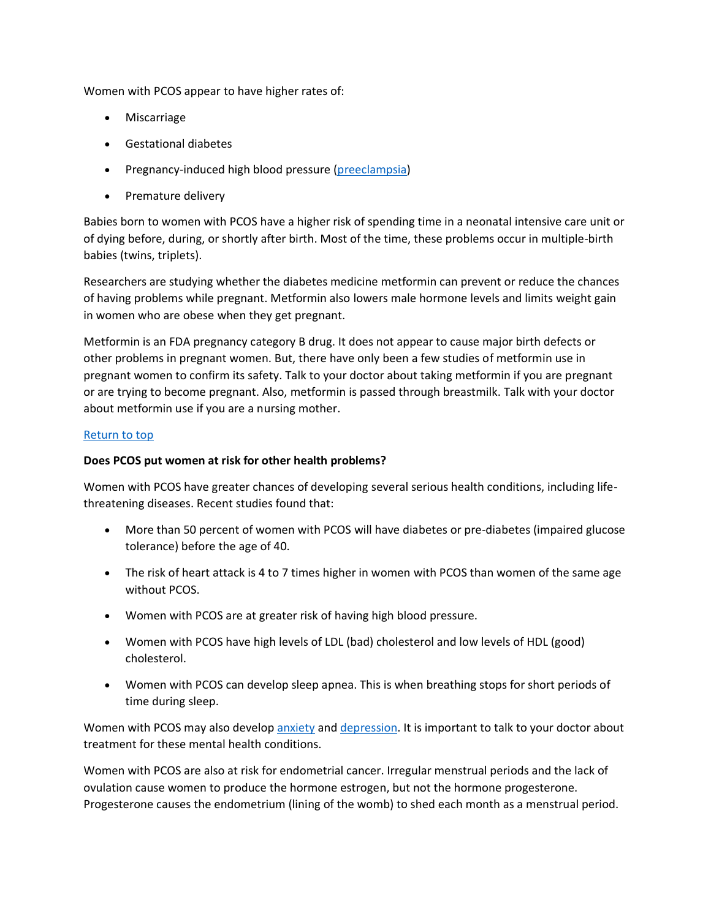Women with PCOS appear to have higher rates of:

- Miscarriage
- Gestational diabetes
- Pregnancy-induced high blood pressure (preeclampsia)
- Premature delivery

Babies born to women with PCOS have a higher risk of spending time in a neonatal intensive care unit or of dying before, during, or shortly after birth. Most of the time, these problems occur in multiple-birth babies (twins, triplets).

Researchers are studying whether the diabetes medicine metformin can prevent or reduce the chances of having problems while pregnant. Metformin also lowers male hormone levels and limits weight gain in women who are obese when they get pregnant.

Metformin is an FDA pregnancy category B drug. It does not appear to cause major birth defects or other problems in pregnant women. But, there have only been a few studies of metformin use in pregnant women to confirm its safety. Talk to your doctor about taking metformin if you are pregnant or are trying to become pregnant. Also, metformin is passed through breastmilk. Talk with your doctor about metformin use if you are a nursing mother.

Return to top

**Does PCOS put women at risk for other health problems?**

Women with PCOS have greater chances of developing several serious health conditions, including life-threatening diseases. Recent studies found that:

- More than 50 percent of women with PCOS will have diabetes or pre-diabetes (impaired glucose tolerance) before the age of 40.
- The risk of heart attack is 4 to 7 times higher in women with PCOS than women of the same age without PCOS.
- Women with PCOS are at greater risk of having high blood pressure.
- Women with PCOS have high levels of LDL (bad) cholesterol and low levels of HDL (good) cholesterol.
- Women with PCOS can develop sleep apnea. This is when breathing stops for short periods of time during sleep.

Women with PCOS may also develop anxiety and depression. It is important to talk to your doctor about treatment for these mental health conditions.

Women with PCOS are also at risk for endometrial cancer. Irregular menstrual periods and the lack of ovulation cause women to produce the hormone estrogen, but not the hormone progesterone. Progesterone causes the endometrium (lining of the womb) to shed each month as a menstrual period.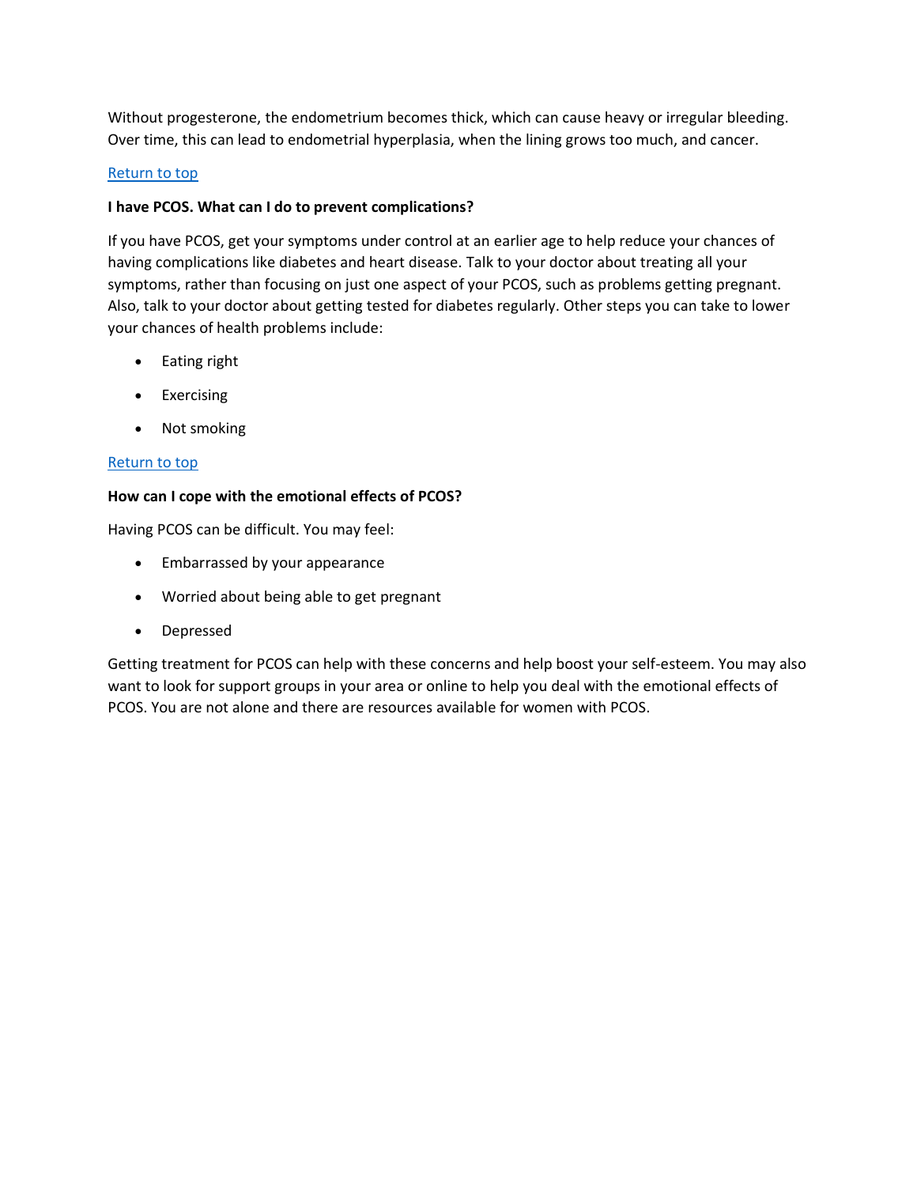Without progesterone, the endometrium becomes thick, which can cause heavy or irregular bleeding. Over time, this can lead to endometrial hyperplasia, when the lining grows too much, and cancer.

[Return to top]()

**I have PCOS. What can I do to prevent complications?**

If you have PCOS, get your symptoms under control at an earlier age to help reduce your chances of having complications like diabetes and heart disease. Talk to your doctor about treating all your symptoms, rather than focusing on just one aspect of your PCOS, such as problems getting pregnant. Also, talk to your doctor about getting tested for diabetes regularly. Other steps you can take to lower your chances of health problems include:

- Eating right
- Exercising
- Not smoking

[Return to top]()

**How can I cope with the emotional effects of PCOS?**

Having PCOS can be difficult. You may feel:

- Embarrassed by your appearance
- Worried about being able to get pregnant
- Depressed

Getting treatment for PCOS can help with these concerns and help boost your self-esteem. You may also want to look for support groups in your area or online to help you deal with the emotional effects of PCOS. You are not alone and there are resources available for women with PCOS.